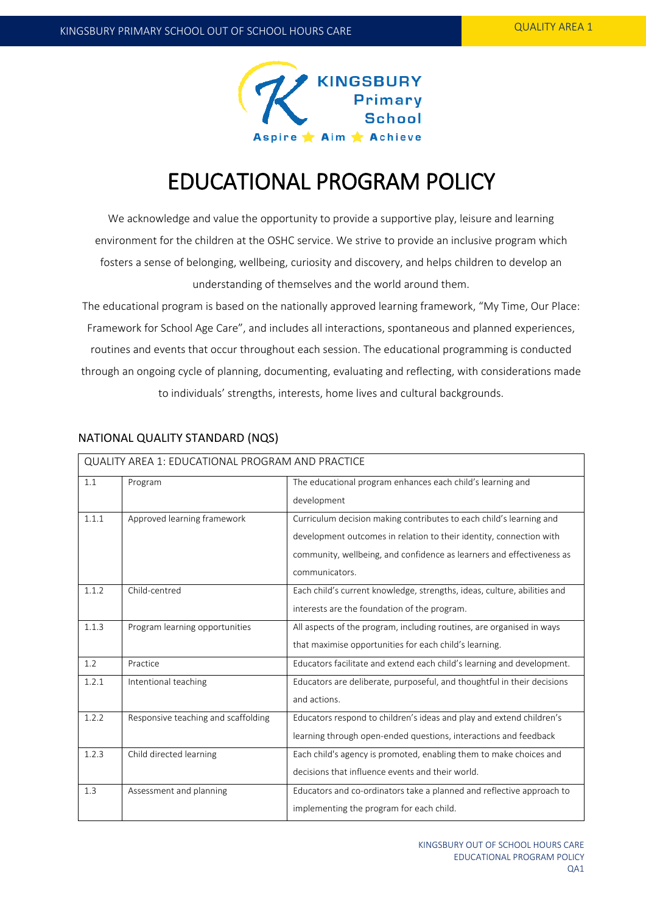# EDUCATIONAL PROGRAM POLICY

We acknowledge and value the opportunity to provide a supportive play, leisure and learning environment for the children at the OSHC service. We strive to provide an inclusive program which fosters a sense of belonging, wellbeing, curiosity and discovery, and helps children to develop an understanding of themselves and the world around them.

The educational program is based on the nationally approved learning framework, "My Time, Our Place: Framework for School Age Care", and includes all interactions, spontaneous and planned experiences, routines and events that occur throughout each session. The educational programming is conducted through an ongoing cycle of planning, documenting, evaluating and reflecting, with considerations made to individuals' strengths, interests, home lives and cultural backgrounds.

## NATIONAL QUALITY STANDARD (NQS)

| QUALITY AREA 1: EDUCATIONAL PROGRAM AND PRACTICE | | |
|---|---|---|
| 1.1 | Program | The educational program enhances each child's learning and development |
| 1.1.1 | Approved learning framework | Curriculum decision making contributes to each child's learning and development outcomes in relation to their identity, connection with community, wellbeing, and confidence as learners and effectiveness as communicators. |
| 1.1.2 | Child-centred | Each child's current knowledge, strengths, ideas, culture, abilities and interests are the foundation of the program. |
| 1.1.3 | Program learning opportunities | All aspects of the program, including routines, are organised in ways that maximise opportunities for each child's learning. |
| 1.2 | Practice | Educators facilitate and extend each child's learning and development. |
| 1.2.1 | Intentional teaching | Educators are deliberate, purposeful, and thoughtful in their decisions and actions. |
| 1.2.2 | Responsive teaching and scaffolding | Educators respond to children's ideas and play and extend children's learning through open-ended questions, interactions and feedback |
| 1.2.3 | Child directed learning | Each child's agency is promoted, enabling them to make choices and decisions that influence events and their world. |
| 1.3 | Assessment and planning | Educators and co-ordinators take a planned and reflective approach to implementing the program for each child. |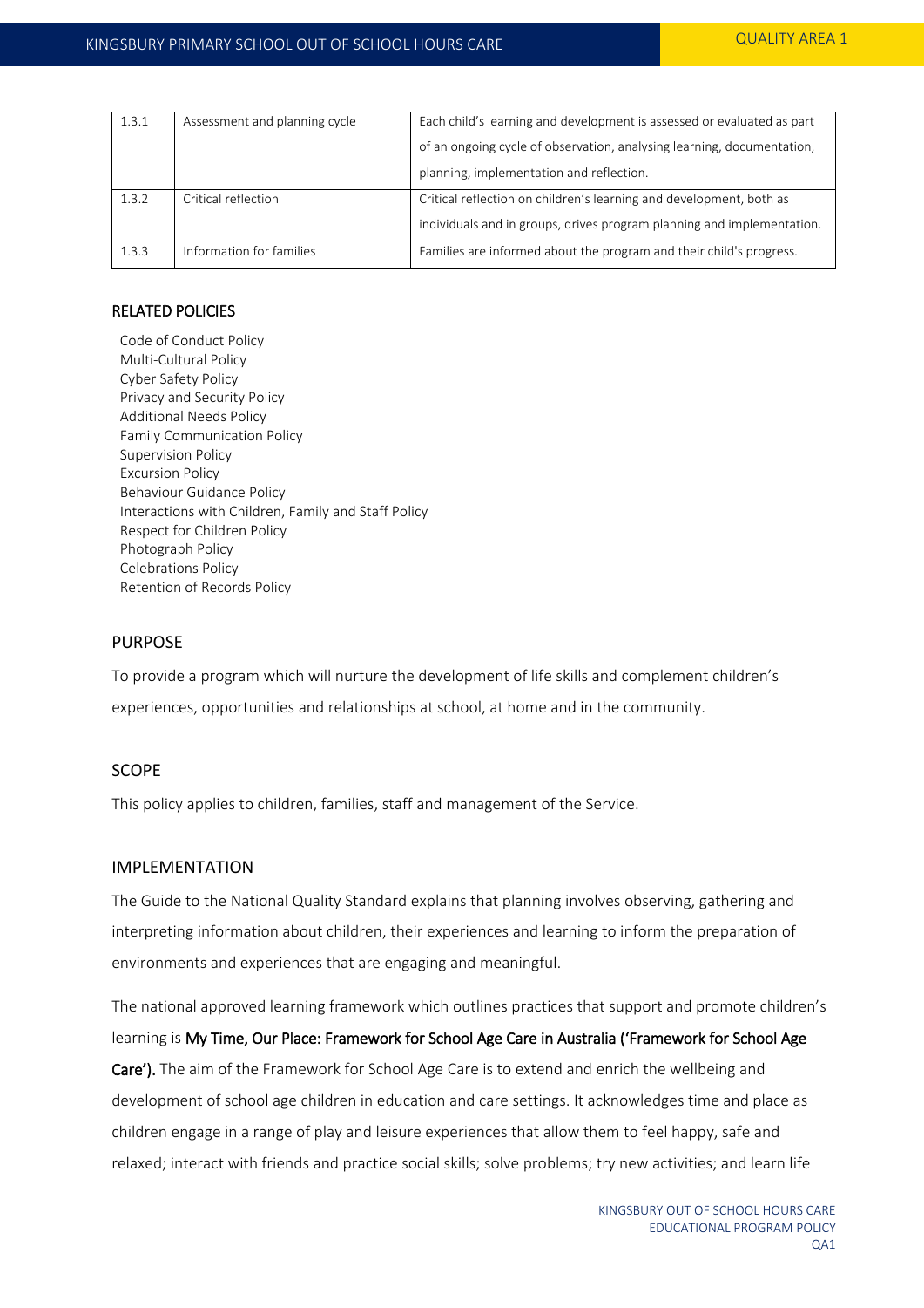| 1.3.1 | Assessment and planning cycle | Each child's learning and development is assessed or evaluated as part of an ongoing cycle of observation, analysing learning, documentation, planning, implementation and reflection. |
|---|---|---|
| 1.3.2 | Critical reflection | Critical reflection on children's learning and development, both as individuals and in groups, drives program planning and implementation. |
| 1.3.3 | Information for families | Families are informed about the program and their child's progress. |

## RELATED POLICIES

Code of Conduct Policy
Multi-Cultural Policy
Cyber Safety Policy
Privacy and Security Policy
Additional Needs Policy
Family Communication Policy
Supervision Policy
Excursion Policy
Behaviour Guidance Policy
Interactions with Children, Family and Staff Policy
Respect for Children Policy
Photograph Policy
Celebrations Policy
Retention of Records Policy

## PURPOSE

To provide a program which will nurture the development of life skills and complement children's experiences, opportunities and relationships at school, at home and in the community.

## SCOPE

This policy applies to children, families, staff and management of the Service.

## IMPLEMENTATION

The Guide to the National Quality Standard explains that planning involves observing, gathering and interpreting information about children, their experiences and learning to inform the preparation of environments and experiences that are engaging and meaningful.

The national approved learning framework which outlines practices that support and promote children's learning is **My Time, Our Place: Framework for School Age Care in Australia ('Framework for School Age Care').** The aim of the Framework for School Age Care is to extend and enrich the wellbeing and development of school age children in education and care settings. It acknowledges time and place as children engage in a range of play and leisure experiences that allow them to feel happy, safe and relaxed; interact with friends and practice social skills; solve problems; try new activities; and learn life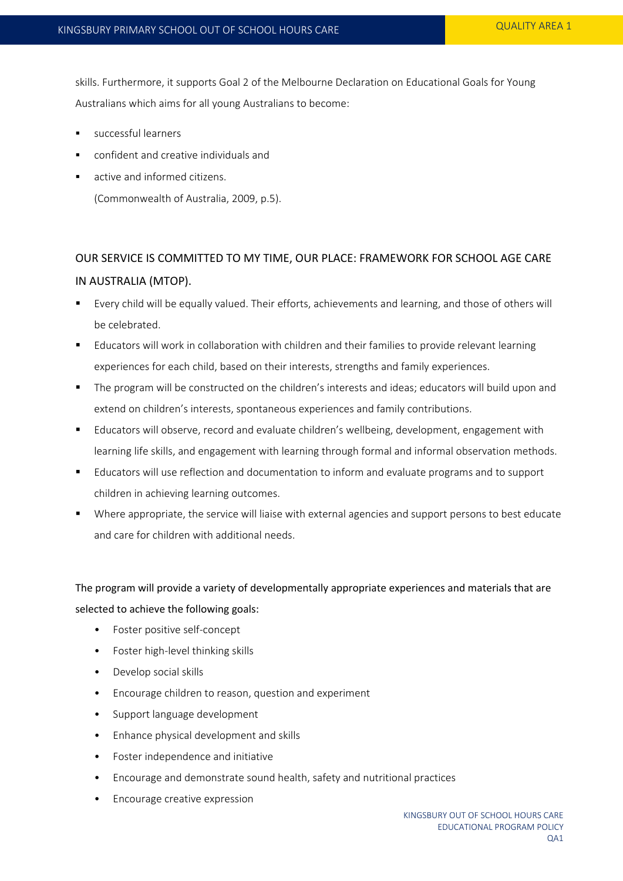skills. Furthermore, it supports Goal 2 of the Melbourne Declaration on Educational Goals for Young Australians which aims for all young Australians to become:

- successful learners
- confident and creative individuals and
- active and informed citizens.

  (Commonwealth of Australia, 2009, p.5).

## OUR SERVICE IS COMMITTED TO MY TIME, OUR PLACE: FRAMEWORK FOR SCHOOL AGE CARE IN AUSTRALIA (MTOP).

- Every child will be equally valued. Their efforts, achievements and learning, and those of others will be celebrated.
- Educators will work in collaboration with children and their families to provide relevant learning experiences for each child, based on their interests, strengths and family experiences.
- The program will be constructed on the children's interests and ideas; educators will build upon and extend on children's interests, spontaneous experiences and family contributions.
- Educators will observe, record and evaluate children's wellbeing, development, engagement with learning life skills, and engagement with learning through formal and informal observation methods.
- Educators will use reflection and documentation to inform and evaluate programs and to support children in achieving learning outcomes.
- Where appropriate, the service will liaise with external agencies and support persons to best educate and care for children with additional needs.

The program will provide a variety of developmentally appropriate experiences and materials that are selected to achieve the following goals:

- Foster positive self-concept
- Foster high-level thinking skills
- Develop social skills
- Encourage children to reason, question and experiment
- Support language development
- Enhance physical development and skills
- Foster independence and initiative
- Encourage and demonstrate sound health, safety and nutritional practices
- Encourage creative expression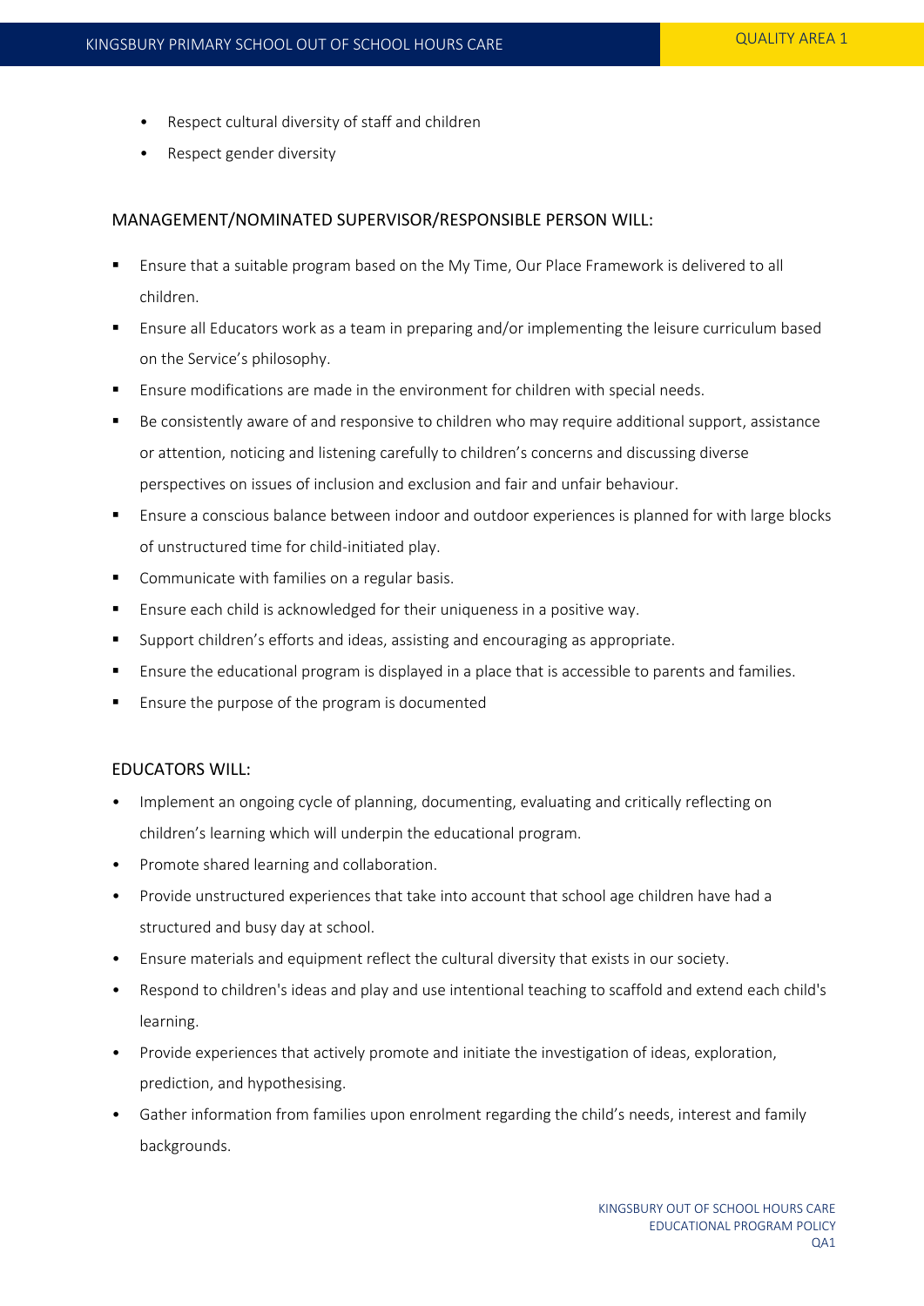- Respect cultural diversity of staff and children
- Respect gender diversity

### MANAGEMENT/NOMINATED SUPERVISOR/RESPONSIBLE PERSON WILL:

- Ensure that a suitable program based on the My Time, Our Place Framework is delivered to all children.
- Ensure all Educators work as a team in preparing and/or implementing the leisure curriculum based on the Service's philosophy.
- Ensure modifications are made in the environment for children with special needs.
- Be consistently aware of and responsive to children who may require additional support, assistance or attention, noticing and listening carefully to children's concerns and discussing diverse perspectives on issues of inclusion and exclusion and fair and unfair behaviour.
- Ensure a conscious balance between indoor and outdoor experiences is planned for with large blocks of unstructured time for child-initiated play.
- Communicate with families on a regular basis.
- Ensure each child is acknowledged for their uniqueness in a positive way.
- Support children's efforts and ideas, assisting and encouraging as appropriate.
- Ensure the educational program is displayed in a place that is accessible to parents and families.
- Ensure the purpose of the program is documented

### EDUCATORS WILL:

- Implement an ongoing cycle of planning, documenting, evaluating and critically reflecting on children's learning which will underpin the educational program.
- Promote shared learning and collaboration.
- Provide unstructured experiences that take into account that school age children have had a structured and busy day at school.
- Ensure materials and equipment reflect the cultural diversity that exists in our society.
- Respond to children's ideas and play and use intentional teaching to scaffold and extend each child's learning.
- Provide experiences that actively promote and initiate the investigation of ideas, exploration, prediction, and hypothesising.
- Gather information from families upon enrolment regarding the child's needs, interest and family backgrounds.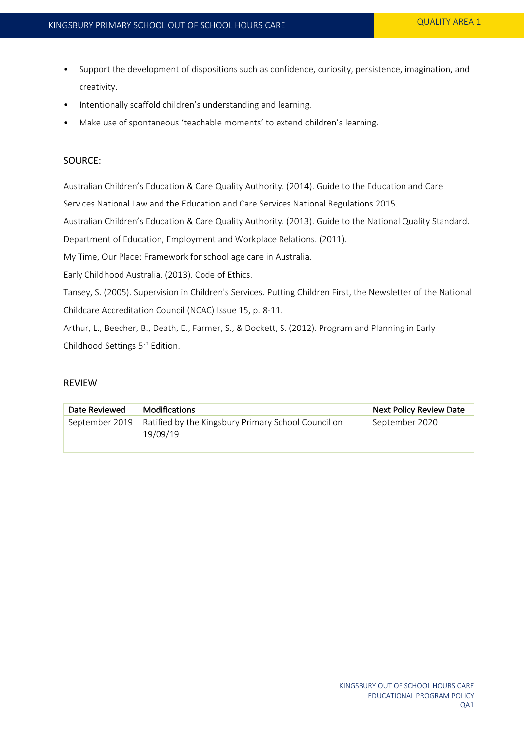- Support the development of dispositions such as confidence, curiosity, persistence, imagination, and creativity.
- Intentionally scaffold children's understanding and learning.
- Make use of spontaneous 'teachable moments' to extend children's learning.

## SOURCE:

Australian Children's Education & Care Quality Authority. (2014). Guide to the Education and Care Services National Law and the Education and Care Services National Regulations 2015.

Australian Children's Education & Care Quality Authority. (2013). Guide to the National Quality Standard.

Department of Education, Employment and Workplace Relations. (2011).

My Time, Our Place: Framework for school age care in Australia.

Early Childhood Australia. (2013). Code of Ethics.

Tansey, S. (2005). Supervision in Children's Services. Putting Children First, the Newsletter of the National Childcare Accreditation Council (NCAC) Issue 15, p. 8-11.

Arthur, L., Beecher, B., Death, E., Farmer, S., & Dockett, S. (2012). Program and Planning in Early Childhood Settings 5th Edition.

## REVIEW

| Date Reviewed | Modifications | Next Policy Review Date |
| --- | --- | --- |
| September 2019 | Ratified by the Kingsbury Primary School Council on 19/09/19 | September 2020 |